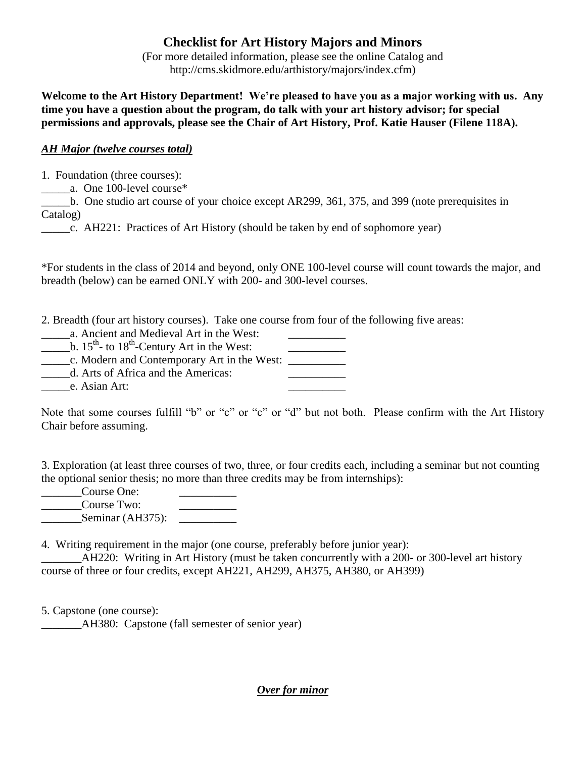# Checklist for Art History Majors and Minors

(For more detailed information, please see the online Catalog and http://cms.skidmore.edu/arthistory/majors/index.cfm)

**Welcome to the Art History Department! We're pleased to have you as a major working with us. Any time you have a question about the program, do talk with your art history advisor; for special permissions and approvals, please see the Chair of Art History, Prof. Katie Hauser (Filene 118A).**

***AH Major (twelve courses total)***

1. Foundation (three courses):

_____a. One 100-level course*

_____b. One studio art course of your choice except AR299, 361, 375, and 399 (note prerequisites in Catalog)

_____c. AH221: Practices of Art History (should be taken by end of sophomore year)

*For students in the class of 2014 and beyond, only ONE 100-level course will count towards the major, and breadth (below) can be earned ONLY with 200- and 300-level courses.

2. Breadth (four art history courses). Take one course from four of the following five areas:

_____a. Ancient and Medieval Art in the West: __________

_____b. 15th- to 18th-Century Art in the West: __________

_____c. Modern and Contemporary Art in the West: __________

_____d. Arts of Africa and the Americas: __________

_____e. Asian Art: __________

Note that some courses fulfill "b" or "c" or "c" or "d" but not both. Please confirm with the Art History Chair before assuming.

3. Exploration (at least three courses of two, three, or four credits each, including a seminar but not counting the optional senior thesis; no more than three credits may be from internships):

_______Course One: __________

_______Course Two: __________

_______Seminar (AH375): __________

4. Writing requirement in the major (one course, preferably before junior year):

_______AH220: Writing in Art History (must be taken concurrently with a 200- or 300-level art history course of three or four credits, except AH221, AH299, AH375, AH380, or AH399)

5. Capstone (one course):

_______AH380: Capstone (fall semester of senior year)

***Over for minor***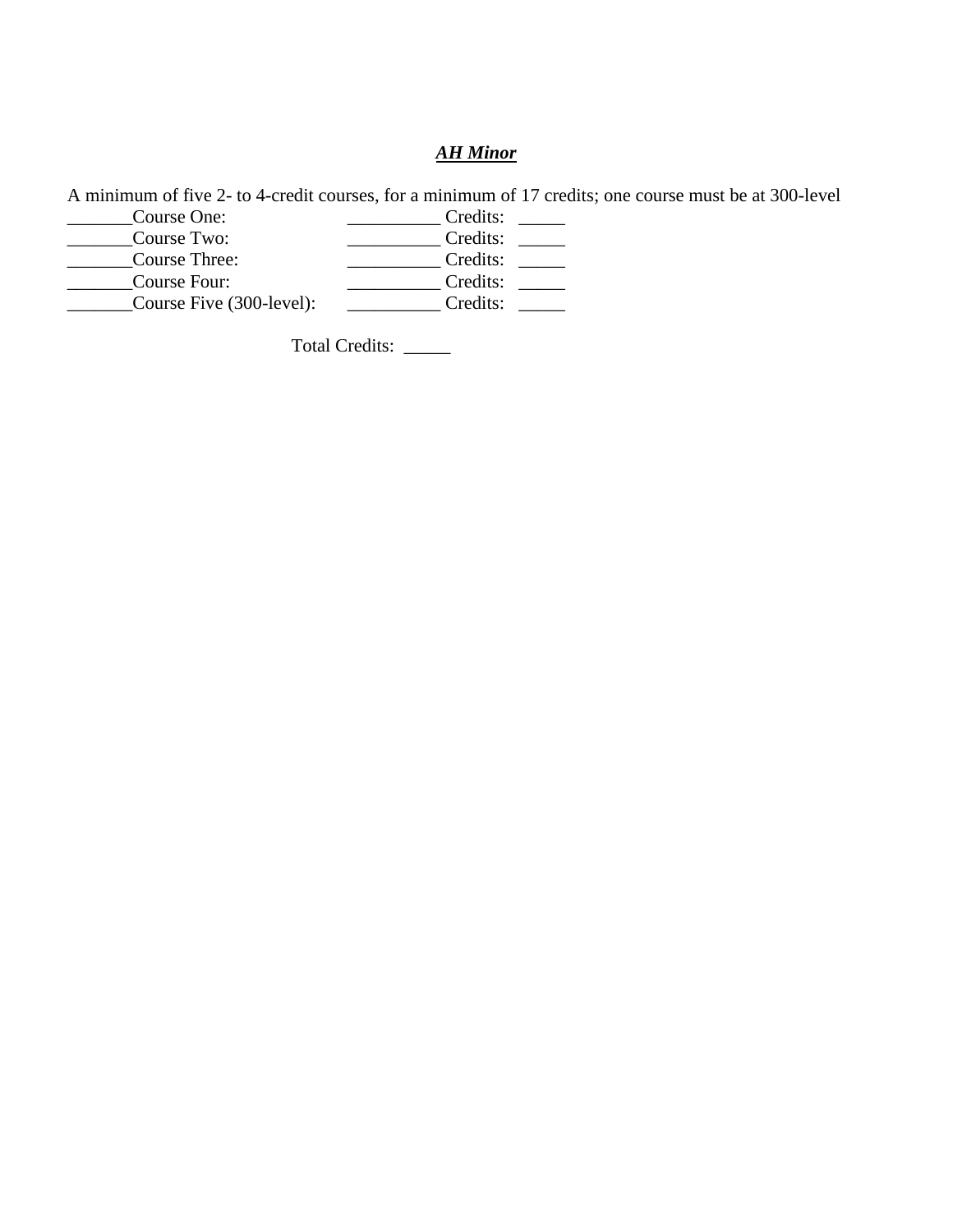***AH Minor***

A minimum of five 2- to 4-credit courses, for a minimum of 17 credits; one course must be at 300-level

_______Course One: __________ Credits: _____
_______Course Two: __________ Credits: _____
_______Course Three: __________ Credits: _____
_______Course Four: __________ Credits: _____
_______Course Five (300-level): __________ Credits: _____

Total Credits: _____